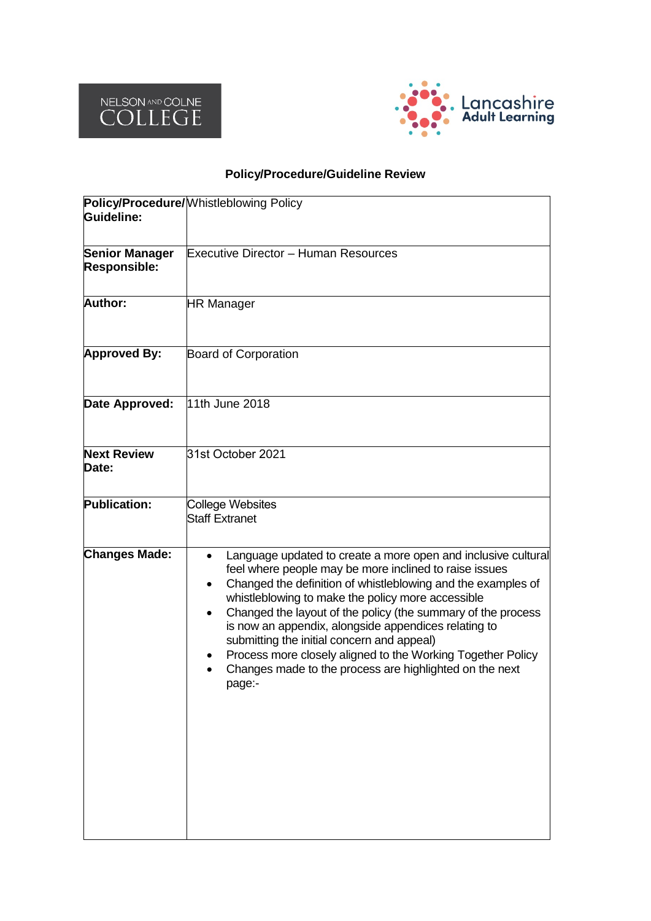NELSON AND COLNE COLLEGE

Lancashire Adult Learning

## Policy/Procedure/Guideline Review

| **Policy/Procedure/ Guideline:** | Whistleblowing Policy |
|---|---|
| **Senior Manager Responsible:** | Executive Director – Human Resources |
| **Author:** | HR Manager |
| **Approved By:** | Board of Corporation |
| **Date Approved:** | 11th June 2018 |
| **Next Review Date:** | 31st October 2021 |
| **Publication:** | College Websites<br>Staff Extranet |
| **Changes Made:** | • Language updated to create a more open and inclusive cultural feel where people may be more inclined to raise issues<br>• Changed the definition of whistleblowing and the examples of whistleblowing to make the policy more accessible<br>• Changed the layout of the policy (the summary of the process is now an appendix, alongside appendices relating to submitting the initial concern and appeal)<br>• Process more closely aligned to the Working Together Policy<br>• Changes made to the process are highlighted on the next page:- |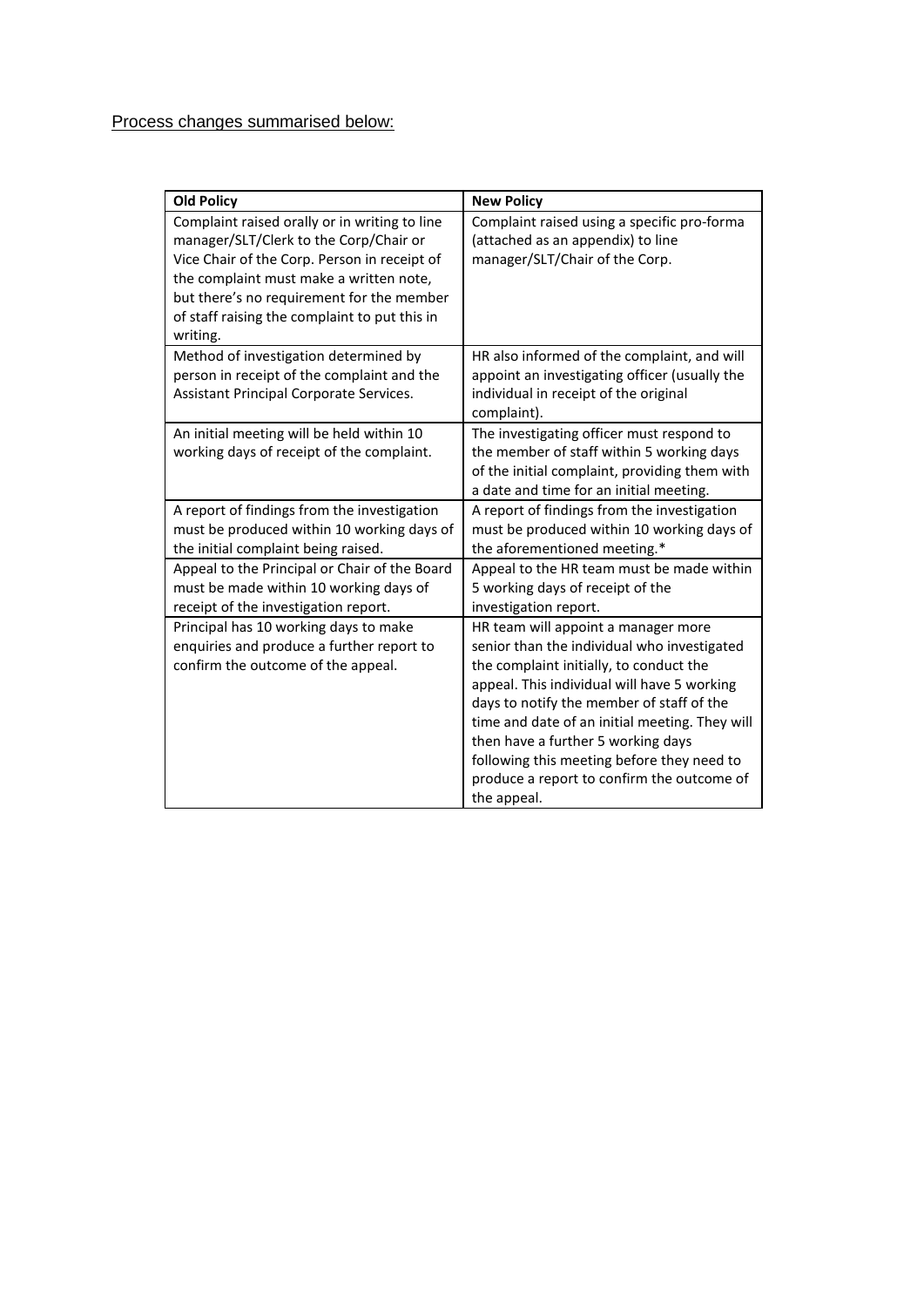<u>Process changes summarised below:</u>

| Old Policy | New Policy |
|---|---|
| Complaint raised orally or in writing to line manager/SLT/Clerk to the Corp/Chair or Vice Chair of the Corp. Person in receipt of the complaint must make a written note, but there's no requirement for the member of staff raising the complaint to put this in writing. | Complaint raised using a specific pro-forma (attached as an appendix) to line manager/SLT/Chair of the Corp. |
| Method of investigation determined by person in receipt of the complaint and the Assistant Principal Corporate Services. | HR also informed of the complaint, and will appoint an investigating officer (usually the individual in receipt of the original complaint). |
| An initial meeting will be held within 10 working days of receipt of the complaint. | The investigating officer must respond to the member of staff within 5 working days of the initial complaint, providing them with a date and time for an initial meeting. |
| A report of findings from the investigation must be produced within 10 working days of the initial complaint being raised. | A report of findings from the investigation must be produced within 10 working days of the aforementioned meeting.* |
| Appeal to the Principal or Chair of the Board must be made within 10 working days of receipt of the investigation report. | Appeal to the HR team must be made within 5 working days of receipt of the investigation report. |
| Principal has 10 working days to make enquiries and produce a further report to confirm the outcome of the appeal. | HR team will appoint a manager more senior than the individual who investigated the complaint initially, to conduct the appeal. This individual will have 5 working days to notify the member of staff of the time and date of an initial meeting. They will then have a further 5 working days following this meeting before they need to produce a report to confirm the outcome of the appeal. |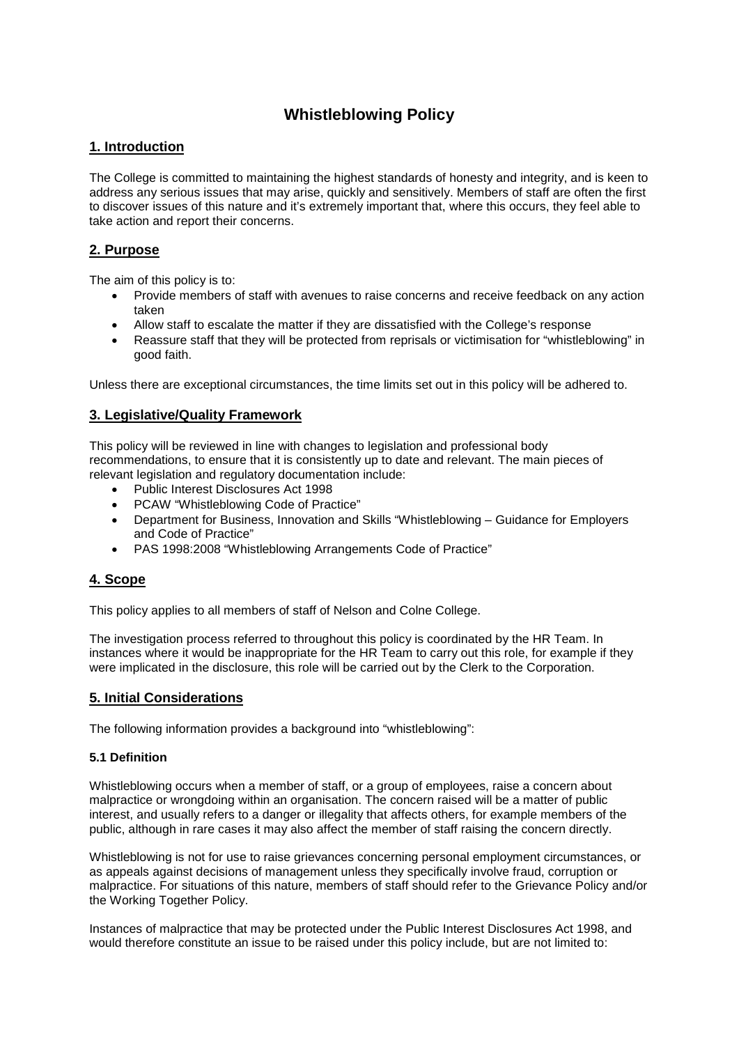# Whistleblowing Policy

## 1. Introduction

The College is committed to maintaining the highest standards of honesty and integrity, and is keen to address any serious issues that may arise, quickly and sensitively. Members of staff are often the first to discover issues of this nature and it's extremely important that, where this occurs, they feel able to take action and report their concerns.

## 2. Purpose

The aim of this policy is to:

- Provide members of staff with avenues to raise concerns and receive feedback on any action taken
- Allow staff to escalate the matter if they are dissatisfied with the College's response
- Reassure staff that they will be protected from reprisals or victimisation for "whistleblowing" in good faith.

Unless there are exceptional circumstances, the time limits set out in this policy will be adhered to.

## 3. Legislative/Quality Framework

This policy will be reviewed in line with changes to legislation and professional body recommendations, to ensure that it is consistently up to date and relevant. The main pieces of relevant legislation and regulatory documentation include:

- Public Interest Disclosures Act 1998
- PCAW "Whistleblowing Code of Practice"
- Department for Business, Innovation and Skills "Whistleblowing – Guidance for Employers and Code of Practice"
- PAS 1998:2008 "Whistleblowing Arrangements Code of Practice"

## 4. Scope

This policy applies to all members of staff of Nelson and Colne College.

The investigation process referred to throughout this policy is coordinated by the HR Team. In instances where it would be inappropriate for the HR Team to carry out this role, for example if they were implicated in the disclosure, this role will be carried out by the Clerk to the Corporation.

## 5. Initial Considerations

The following information provides a background into "whistleblowing":

### 5.1 Definition

Whistleblowing occurs when a member of staff, or a group of employees, raise a concern about malpractice or wrongdoing within an organisation. The concern raised will be a matter of public interest, and usually refers to a danger or illegality that affects others, for example members of the public, although in rare cases it may also affect the member of staff raising the concern directly.

Whistleblowing is not for use to raise grievances concerning personal employment circumstances, or as appeals against decisions of management unless they specifically involve fraud, corruption or malpractice. For situations of this nature, members of staff should refer to the Grievance Policy and/or the Working Together Policy.

Instances of malpractice that may be protected under the Public Interest Disclosures Act 1998, and would therefore constitute an issue to be raised under this policy include, but are not limited to: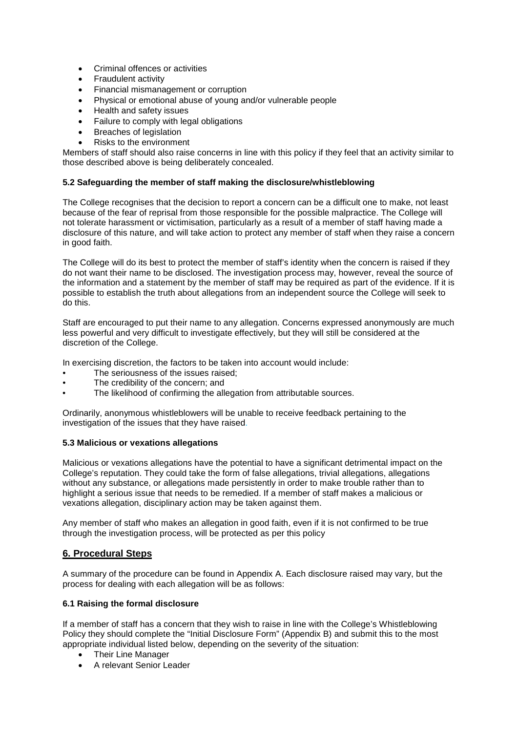- Criminal offences or activities
- Fraudulent activity
- Financial mismanagement or corruption
- Physical or emotional abuse of young and/or vulnerable people
- Health and safety issues
- Failure to comply with legal obligations
- Breaches of legislation
- Risks to the environment

Members of staff should also raise concerns in line with this policy if they feel that an activity similar to those described above is being deliberately concealed.

### 5.2 Safeguarding the member of staff making the disclosure/whistleblowing

The College recognises that the decision to report a concern can be a difficult one to make, not least because of the fear of reprisal from those responsible for the possible malpractice. The College will not tolerate harassment or victimisation, particularly as a result of a member of staff having made a disclosure of this nature, and will take action to protect any member of staff when they raise a concern in good faith.

The College will do its best to protect the member of staff's identity when the concern is raised if they do not want their name to be disclosed. The investigation process may, however, reveal the source of the information and a statement by the member of staff may be required as part of the evidence. If it is possible to establish the truth about allegations from an independent source the College will seek to do this.

Staff are encouraged to put their name to any allegation. Concerns expressed anonymously are much less powerful and very difficult to investigate effectively, but they will still be considered at the discretion of the College.

In exercising discretion, the factors to be taken into account would include:

- The seriousness of the issues raised;
- The credibility of the concern; and
- The likelihood of confirming the allegation from attributable sources.

Ordinarily, anonymous whistleblowers will be unable to receive feedback pertaining to the investigation of the issues that they have raised.

### 5.3 Malicious or vexations allegations

Malicious or vexations allegations have the potential to have a significant detrimental impact on the College's reputation. They could take the form of false allegations, trivial allegations, allegations without any substance, or allegations made persistently in order to make trouble rather than to highlight a serious issue that needs to be remedied. If a member of staff makes a malicious or vexations allegation, disciplinary action may be taken against them.

Any member of staff who makes an allegation in good faith, even if it is not confirmed to be true through the investigation process, will be protected as per this policy

## 6. Procedural Steps

A summary of the procedure can be found in Appendix A. Each disclosure raised may vary, but the process for dealing with each allegation will be as follows:

### 6.1 Raising the formal disclosure

If a member of staff has a concern that they wish to raise in line with the College's Whistleblowing Policy they should complete the "Initial Disclosure Form" (Appendix B) and submit this to the most appropriate individual listed below, depending on the severity of the situation:

- Their Line Manager
- A relevant Senior Leader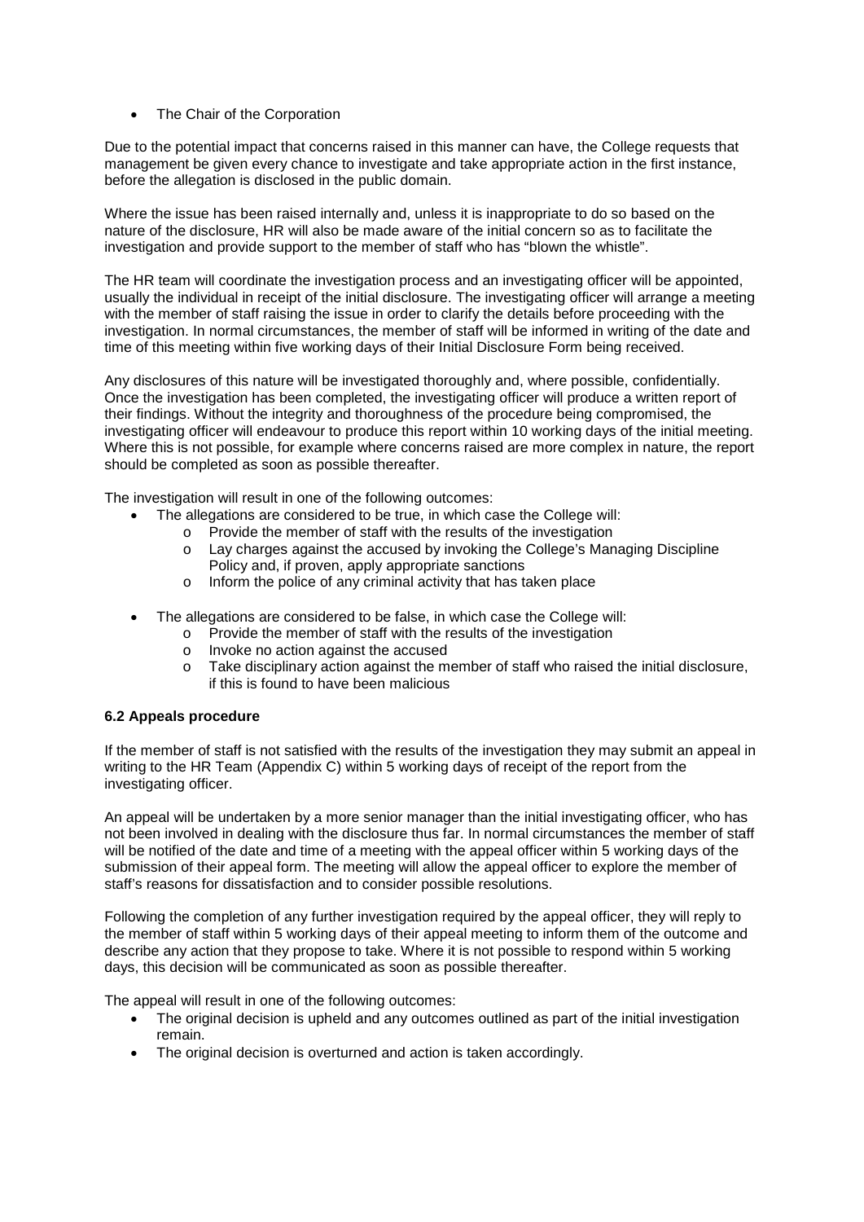- The Chair of the Corporation

Due to the potential impact that concerns raised in this manner can have, the College requests that management be given every chance to investigate and take appropriate action in the first instance, before the allegation is disclosed in the public domain.

Where the issue has been raised internally and, unless it is inappropriate to do so based on the nature of the disclosure, HR will also be made aware of the initial concern so as to facilitate the investigation and provide support to the member of staff who has "blown the whistle".

The HR team will coordinate the investigation process and an investigating officer will be appointed, usually the individual in receipt of the initial disclosure. The investigating officer will arrange a meeting with the member of staff raising the issue in order to clarify the details before proceeding with the investigation. In normal circumstances, the member of staff will be informed in writing of the date and time of this meeting within five working days of their Initial Disclosure Form being received.

Any disclosures of this nature will be investigated thoroughly and, where possible, confidentially. Once the investigation has been completed, the investigating officer will produce a written report of their findings. Without the integrity and thoroughness of the procedure being compromised, the investigating officer will endeavour to produce this report within 10 working days of the initial meeting. Where this is not possible, for example where concerns raised are more complex in nature, the report should be completed as soon as possible thereafter.

The investigation will result in one of the following outcomes:

- The allegations are considered to be true, in which case the College will:
  - Provide the member of staff with the results of the investigation
  - Lay charges against the accused by invoking the College's Managing Discipline Policy and, if proven, apply appropriate sanctions
  - Inform the police of any criminal activity that has taken place
- The allegations are considered to be false, in which case the College will:
  - Provide the member of staff with the results of the investigation
  - Invoke no action against the accused
  - Take disciplinary action against the member of staff who raised the initial disclosure, if this is found to have been malicious

#### 6.2 Appeals procedure

If the member of staff is not satisfied with the results of the investigation they may submit an appeal in writing to the HR Team (Appendix C) within 5 working days of receipt of the report from the investigating officer.

An appeal will be undertaken by a more senior manager than the initial investigating officer, who has not been involved in dealing with the disclosure thus far. In normal circumstances the member of staff will be notified of the date and time of a meeting with the appeal officer within 5 working days of the submission of their appeal form. The meeting will allow the appeal officer to explore the member of staff's reasons for dissatisfaction and to consider possible resolutions.

Following the completion of any further investigation required by the appeal officer, they will reply to the member of staff within 5 working days of their appeal meeting to inform them of the outcome and describe any action that they propose to take. Where it is not possible to respond within 5 working days, this decision will be communicated as soon as possible thereafter.

The appeal will result in one of the following outcomes:

- The original decision is upheld and any outcomes outlined as part of the initial investigation remain.
- The original decision is overturned and action is taken accordingly.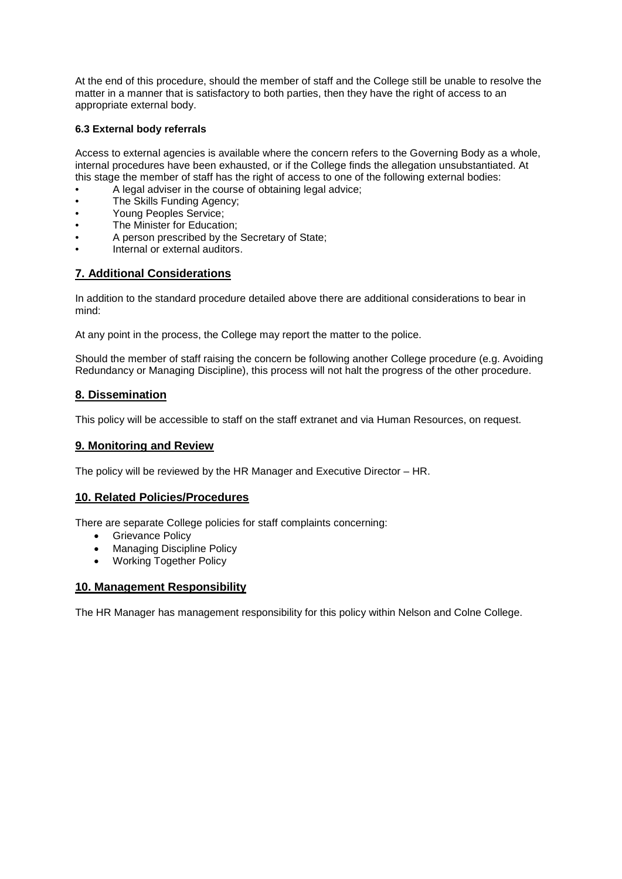At the end of this procedure, should the member of staff and the College still be unable to resolve the matter in a manner that is satisfactory to both parties, then they have the right of access to an appropriate external body.

#### 6.3 External body referrals

Access to external agencies is available where the concern refers to the Governing Body as a whole, internal procedures have been exhausted, or if the College finds the allegation unsubstantiated. At this stage the member of staff has the right of access to one of the following external bodies:

- A legal adviser in the course of obtaining legal advice;
- The Skills Funding Agency;
- Young Peoples Service;
- The Minister for Education;
- A person prescribed by the Secretary of State;
- Internal or external auditors.

## 7. Additional Considerations

In addition to the standard procedure detailed above there are additional considerations to bear in mind:

At any point in the process, the College may report the matter to the police.

Should the member of staff raising the concern be following another College procedure (e.g. Avoiding Redundancy or Managing Discipline), this process will not halt the progress of the other procedure.

## 8. Dissemination

This policy will be accessible to staff on the staff extranet and via Human Resources, on request.

## 9. Monitoring and Review

The policy will be reviewed by the HR Manager and Executive Director – HR.

## 10. Related Policies/Procedures

There are separate College policies for staff complaints concerning:

- Grievance Policy
- Managing Discipline Policy
- Working Together Policy

## 10. Management Responsibility

The HR Manager has management responsibility for this policy within Nelson and Colne College.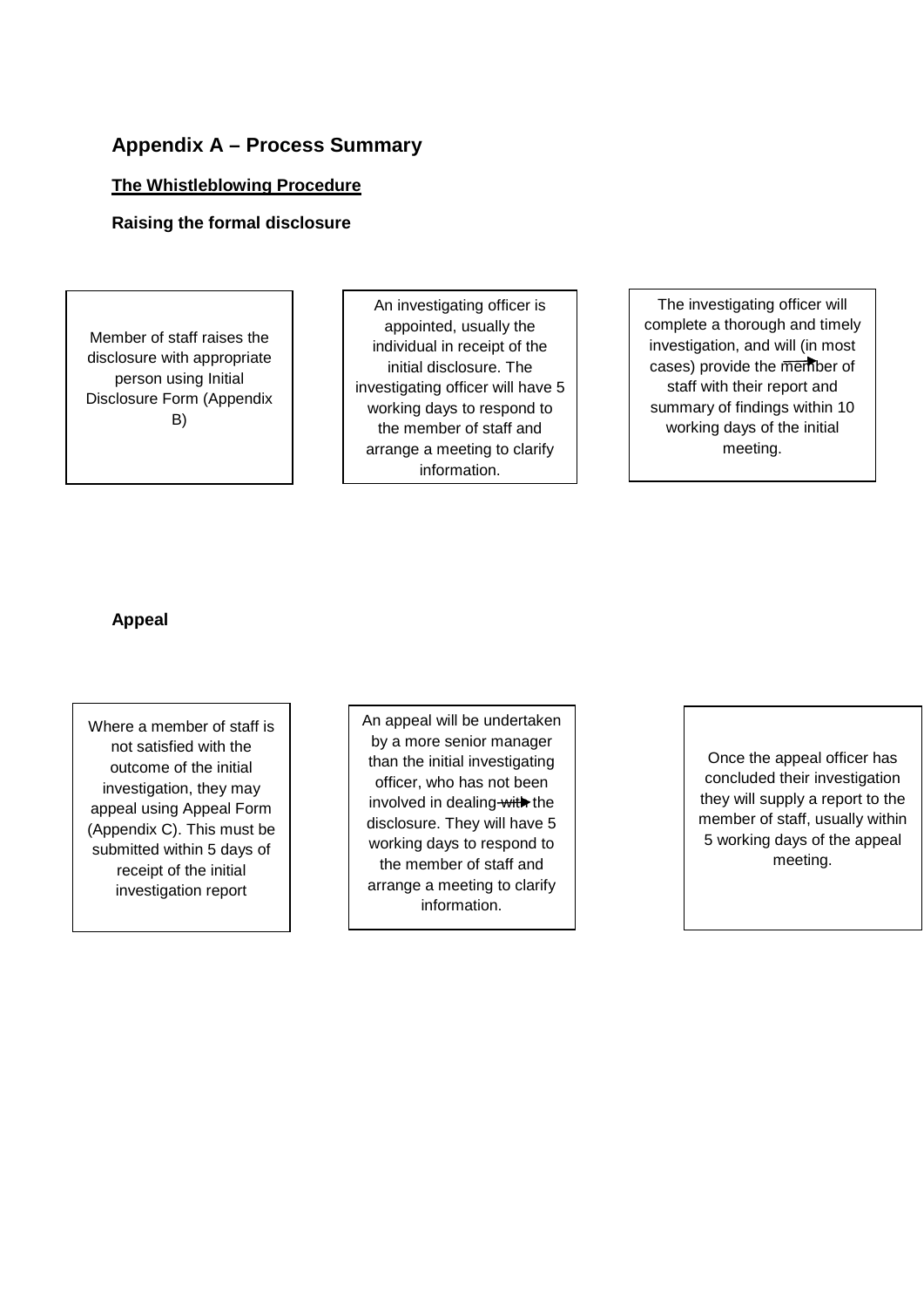## Appendix A – Process Summary

**The Whistleblowing Procedure**

### Raising the formal disclosure

Member of staff raises the disclosure with appropriate person using Initial Disclosure Form (Appendix B)

An investigating officer is appointed, usually the individual in receipt of the initial disclosure. The investigating officer will have 5 working days to respond to the member of staff and arrange a meeting to clarify information.

The investigating officer will complete a thorough and timely investigation, and will (in most cases) provide the member of staff with their report and summary of findings within 10 working days of the initial meeting.

### Appeal

Where a member of staff is not satisfied with the outcome of the initial investigation, they may appeal using Appeal Form (Appendix C). This must be submitted within 5 days of receipt of the initial investigation report

An appeal will be undertaken by a more senior manager than the initial investigating officer, who has not been involved in dealing with the disclosure. They will have 5 working days to respond to the member of staff and arrange a meeting to clarify information.

Once the appeal officer has concluded their investigation they will supply a report to the member of staff, usually within 5 working days of the appeal meeting.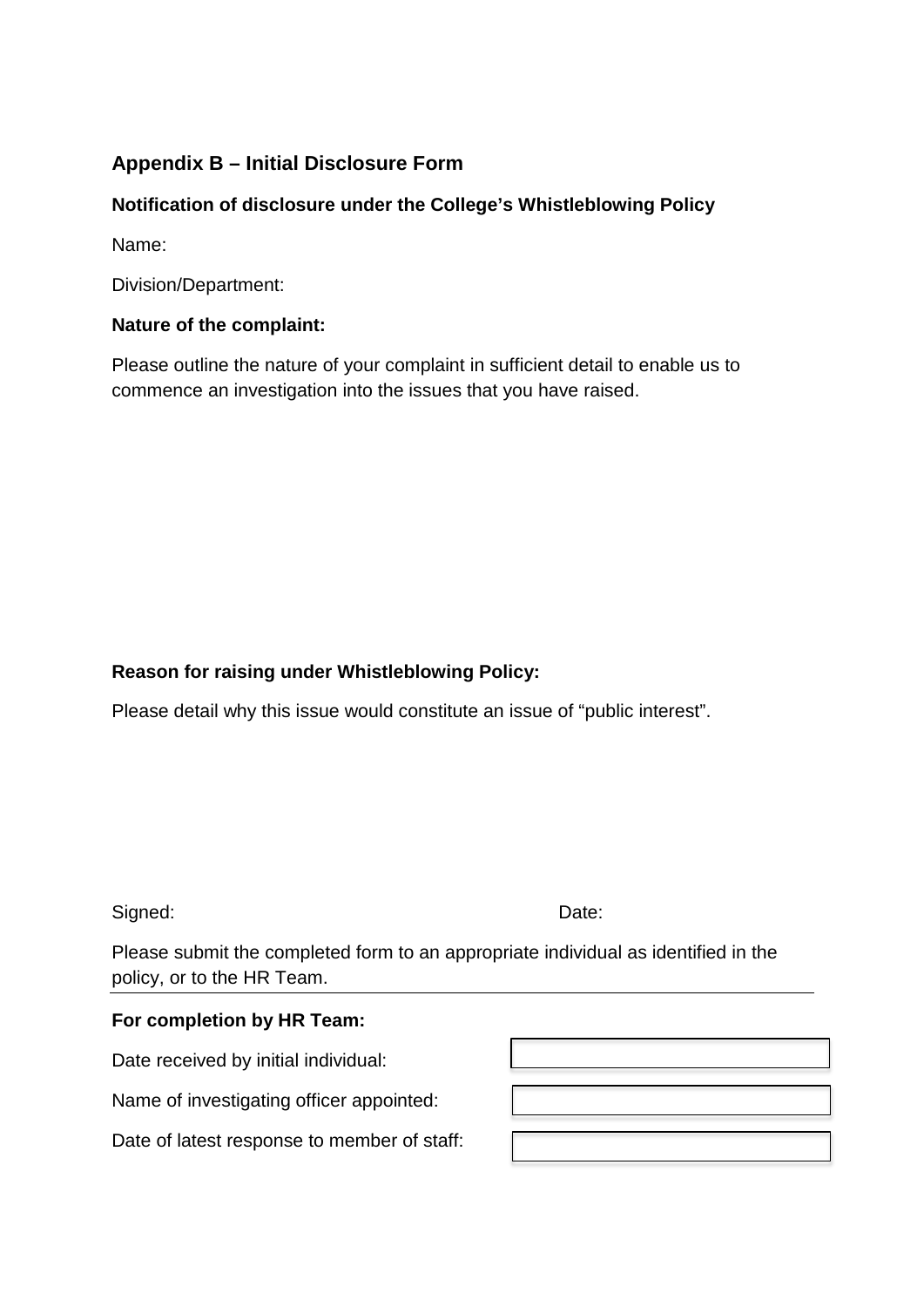### Appendix B – Initial Disclosure Form

**Notification of disclosure under the College's Whistleblowing Policy**

Name:

Division/Department:

**Nature of the complaint:**

Please outline the nature of your complaint in sufficient detail to enable us to commence an investigation into the issues that you have raised.

**Reason for raising under Whistleblowing Policy:**

Please detail why this issue would constitute an issue of "public interest".

Signed: Date:

Please submit the completed form to an appropriate individual as identified in the policy, or to the HR Team.

---

**For completion by HR Team:**

| | |
|---|---|
| Date received by initial individual: | |
| Name of investigating officer appointed: | |
| Date of latest response to member of staff: | |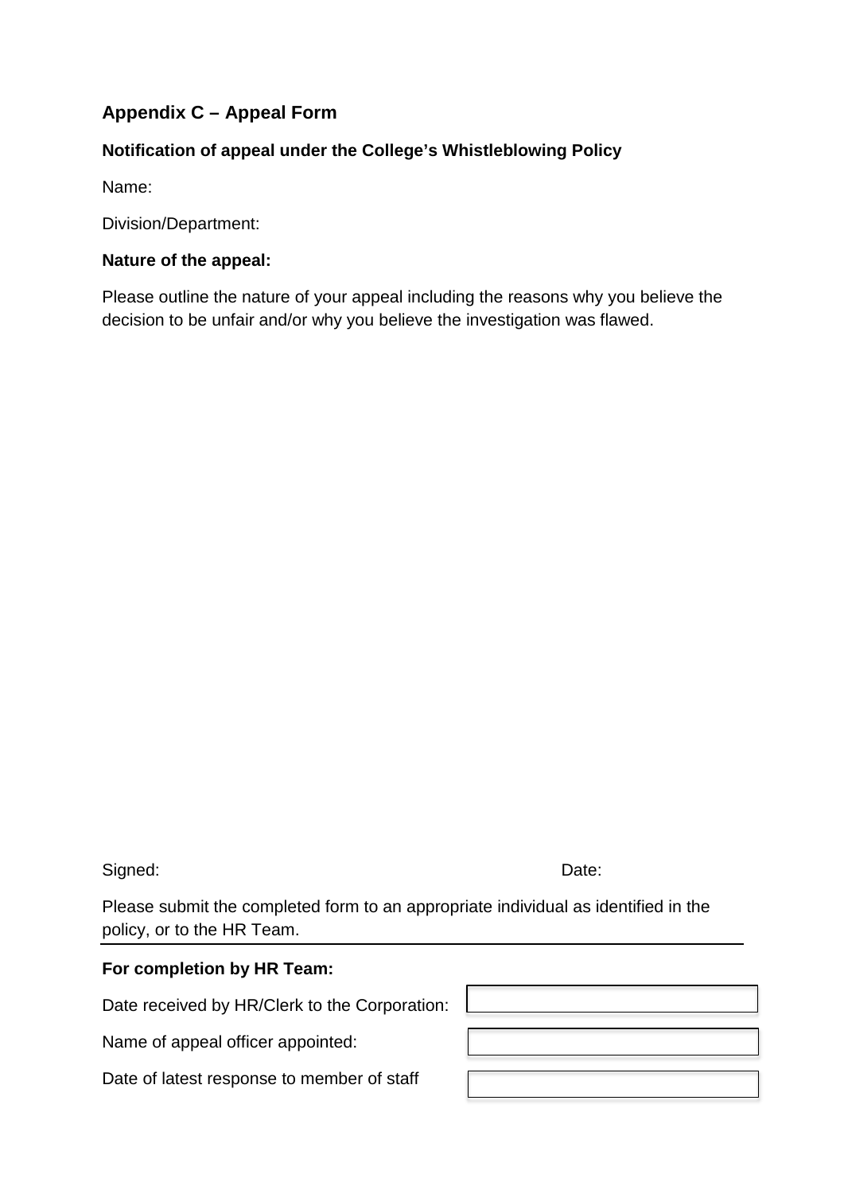## Appendix C – Appeal Form

**Notification of appeal under the College's Whistleblowing Policy**

Name:

Division/Department:

**Nature of the appeal:**

Please outline the nature of your appeal including the reasons why you believe the decision to be unfair and/or why you believe the investigation was flawed.

Signed: Date:

Please submit the completed form to an appropriate individual as identified in the policy, or to the HR Team.

---

**For completion by HR Team:**

| | |
|---|---|
| Date received by HR/Clerk to the Corporation: | |
| Name of appeal officer appointed: | |
| Date of latest response to member of staff | |